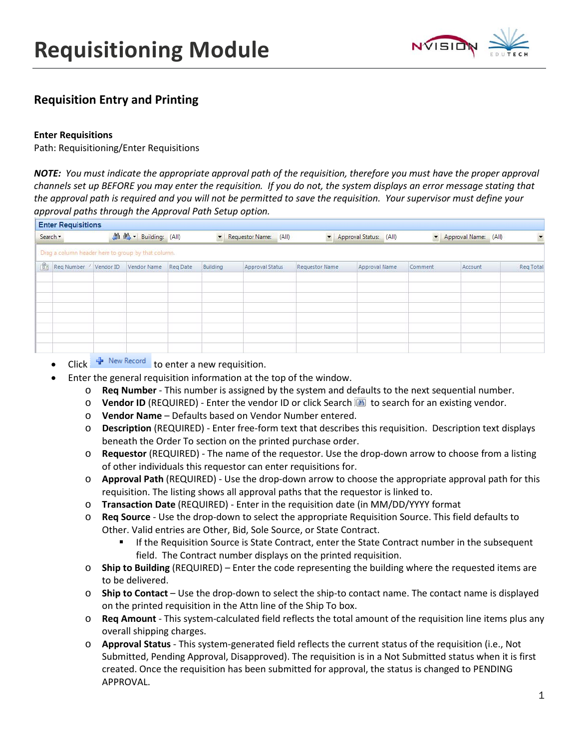# Requisitioning Module

## Requisition Entry and Printing

**Enter Requisitions**

Path: Requisitioning/Enter Requisitions

***NOTE:*** *You must indicate the appropriate approval path of the requisition, therefore you must have the proper approval channels set up BEFORE you may enter the requisition. If you do not, the system displays an error message stating that the approval path is required and you will not be permitted to save the requisition. Your supervisor must define your approval paths through the Approval Path Setup option.*

- Click New Record to enter a new requisition.
- Enter the general requisition information at the top of the window.
  - **Req Number** - This number is assigned by the system and defaults to the next sequential number.
  - **Vendor ID** (REQUIRED) - Enter the vendor ID or click Search to search for an existing vendor.
  - **Vendor Name** – Defaults based on Vendor Number entered.
  - **Description** (REQUIRED) - Enter free-form text that describes this requisition. Description text displays beneath the Order To section on the printed purchase order.
  - **Requestor** (REQUIRED) - The name of the requestor. Use the drop-down arrow to choose from a listing of other individuals this requestor can enter requisitions for.
  - **Approval Path** (REQUIRED) - Use the drop-down arrow to choose the appropriate approval path for this requisition. The listing shows all approval paths that the requestor is linked to.
  - **Transaction Date** (REQUIRED) - Enter in the requisition date (in MM/DD/YYYY format
  - **Req Source** - Use the drop-down to select the appropriate Requisition Source. This field defaults to Other. Valid entries are Other, Bid, Sole Source, or State Contract.
    - If the Requisition Source is State Contract, enter the State Contract number in the subsequent field. The Contract number displays on the printed requisition.
  - **Ship to Building** (REQUIRED) – Enter the code representing the building where the requested items are to be delivered.
  - **Ship to Contact** – Use the drop-down to select the ship-to contact name. The contact name is displayed on the printed requisition in the Attn line of the Ship To box.
  - **Req Amount** - This system-calculated field reflects the total amount of the requisition line items plus any overall shipping charges.
  - **Approval Status** - This system-generated field reflects the current status of the requisition (i.e., Not Submitted, Pending Approval, Disapproved). The requisition is in a Not Submitted status when it is first created. Once the requisition has been submitted for approval, the status is changed to PENDING APPROVAL.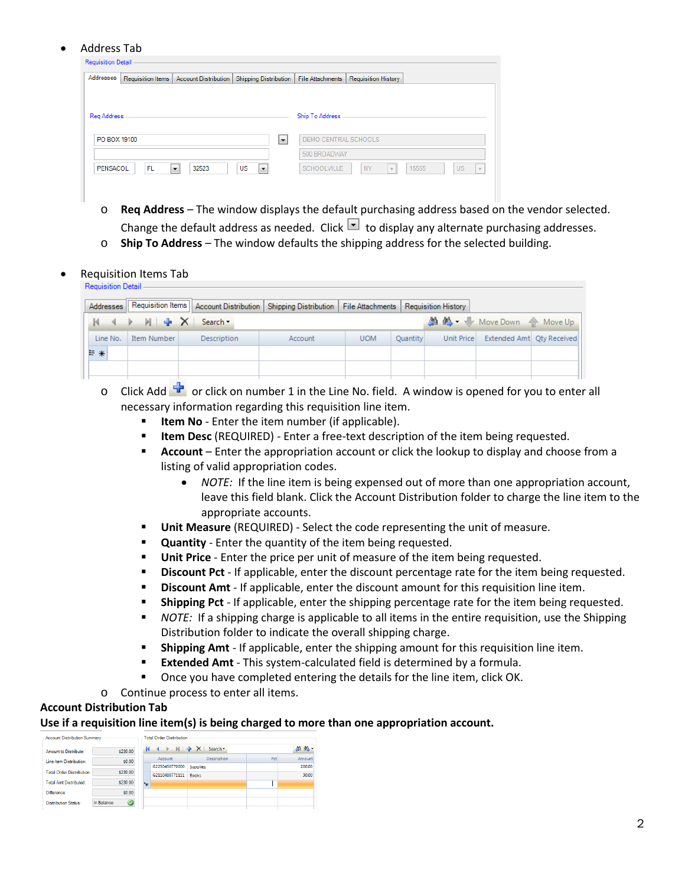- Address Tab

  - **Req Address** – The window displays the default purchasing address based on the vendor selected. Change the default address as needed. Click to display any alternate purchasing addresses.
  - **Ship To Address** – The window defaults the shipping address for the selected building.

- Requisition Items Tab

  - Click Add or click on number 1 in the Line No. field. A window is opened for you to enter all necessary information regarding this requisition line item.
    - **Item No** - Enter the item number (if applicable).
    - **Item Desc** (REQUIRED) - Enter a free-text description of the item being requested.
    - **Account** – Enter the appropriation account or click the lookup to display and choose from a listing of valid appropriation codes.
      - *NOTE:* If the line item is being expensed out of more than one appropriation account, leave this field blank. Click the Account Distribution folder to charge the line item to the appropriate accounts.
    - **Unit Measure** (REQUIRED) - Select the code representing the unit of measure.
    - **Quantity** - Enter the quantity of the item being requested.
    - **Unit Price** - Enter the price per unit of measure of the item being requested.
    - **Discount Pct** - If applicable, enter the discount percentage rate for the item being requested.
    - **Discount Amt** - If applicable, enter the discount amount for this requisition line item.
    - **Shipping Pct** - If applicable, enter the shipping percentage rate for the item being requested.
    - *NOTE:* If a shipping charge is applicable to all items in the entire requisition, use the Shipping Distribution folder to indicate the overall shipping charge.
    - **Shipping Amt** - If applicable, enter the shipping amount for this requisition line item.
    - **Extended Amt** - This system-calculated field is determined by a formula.
    - Once you have completed entering the details for the line item, click OK.
  - Continue process to enter all items.

**Account Distribution Tab**

**Use if a requisition line item(s) is being charged to more than one appropriation account.**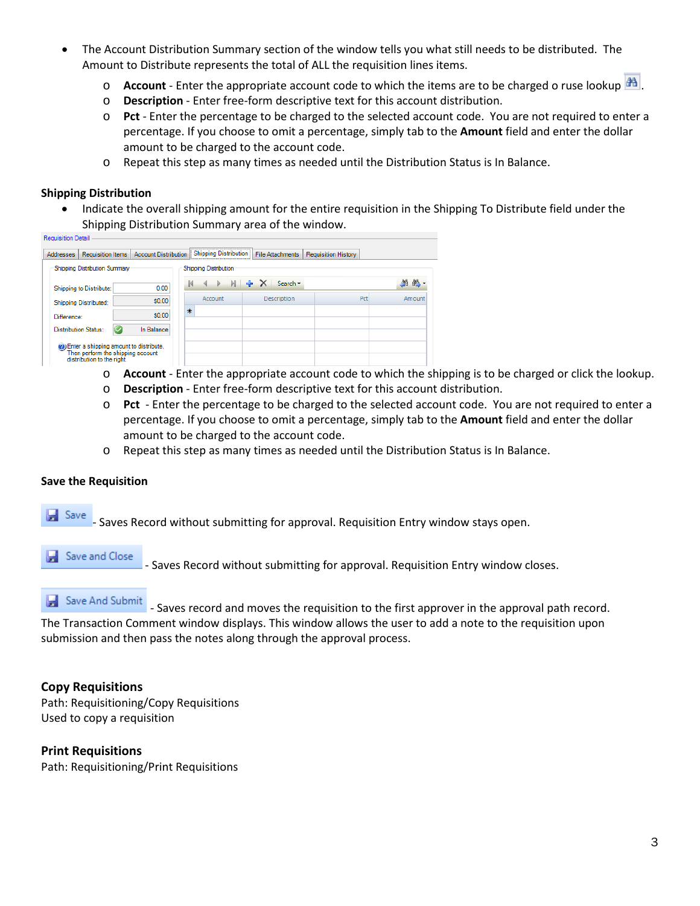- The Account Distribution Summary section of the window tells you what still needs to be distributed. The Amount to Distribute represents the total of ALL the requisition lines items.
  - **Account** - Enter the appropriate account code to which the items are to be charged o ruse lookup .
  - **Description** - Enter free-form descriptive text for this account distribution.
  - **Pct** - Enter the percentage to be charged to the selected account code. You are not required to enter a percentage. If you choose to omit a percentage, simply tab to the **Amount** field and enter the dollar amount to be charged to the account code.
  - Repeat this step as many times as needed until the Distribution Status is In Balance.

**Shipping Distribution**

- Indicate the overall shipping amount for the entire requisition in the Shipping To Distribute field under the Shipping Distribution Summary area of the window.
  - **Account** - Enter the appropriate account code to which the shipping is to be charged or click the lookup.
  - **Description** - Enter free-form descriptive text for this account distribution.
  - **Pct** - Enter the percentage to be charged to the selected account code. You are not required to enter a percentage. If you choose to omit a percentage, simply tab to the **Amount** field and enter the dollar amount to be charged to the account code.
  - Repeat this step as many times as needed until the Distribution Status is In Balance.

**Save the Requisition**

Save - Saves Record without submitting for approval. Requisition Entry window stays open.

Save and Close - Saves Record without submitting for approval. Requisition Entry window closes.

Save And Submit - Saves record and moves the requisition to the first approver in the approval path record. The Transaction Comment window displays. This window allows the user to add a note to the requisition upon submission and then pass the notes along through the approval process.

**Copy Requisitions**
Path: Requisitioning/Copy Requisitions
Used to copy a requisition

**Print Requisitions**
Path: Requisitioning/Print Requisitions